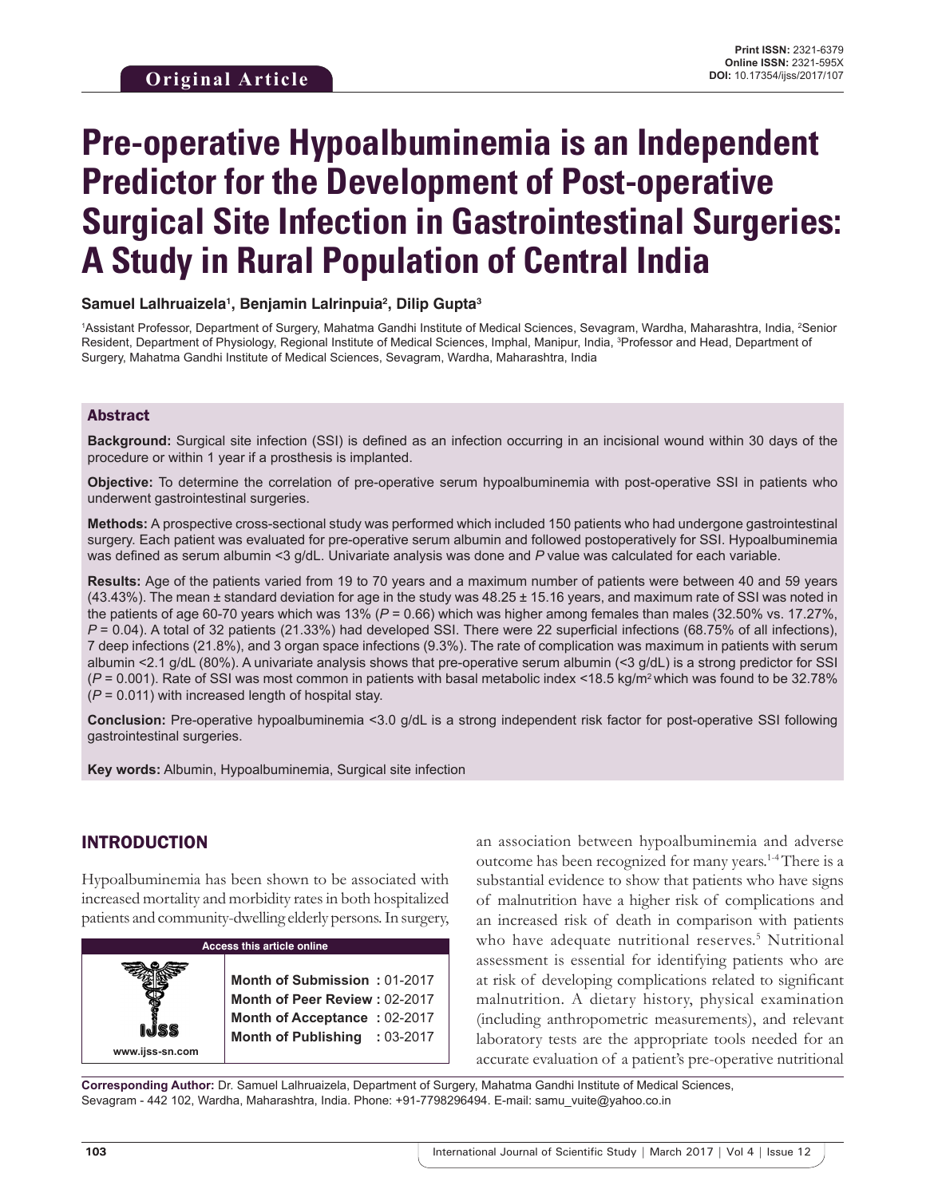Original Article

Print ISSN: 2321-6379
Online ISSN: 2321-595X
DOI: 10.17354/ijss/2017/107

# Pre-operative Hypoalbuminemia is an Independent Predictor for the Development of Post-operative Surgical Site Infection in Gastrointestinal Surgeries: A Study in Rural Population of Central India

**Samuel Lalhruaizela[1], Benjamin Lalrinpuia[2], Dilip Gupta[3]**

[1]Assistant Professor, Department of Surgery, Mahatma Gandhi Institute of Medical Sciences, Sevagram, Wardha, Maharashtra, India, [2]Senior Resident, Department of Physiology, Regional Institute of Medical Sciences, Imphal, Manipur, India, [3]Professor and Head, Department of Surgery, Mahatma Gandhi Institute of Medical Sciences, Sevagram, Wardha, Maharashtra, India

## Abstract

**Background:** Surgical site infection (SSI) is defined as an infection occurring in an incisional wound within 30 days of the procedure or within 1 year if a prosthesis is implanted.

**Objective:** To determine the correlation of pre-operative serum hypoalbuminemia with post-operative SSI in patients who underwent gastrointestinal surgeries.

**Methods:** A prospective cross-sectional study was performed which included 150 patients who had undergone gastrointestinal surgery. Each patient was evaluated for pre-operative serum albumin and followed postoperatively for SSI. Hypoalbuminemia was defined as serum albumin <3 g/dL. Univariate analysis was done and *P* value was calculated for each variable.

**Results:** Age of the patients varied from 19 to 70 years and a maximum number of patients were between 40 and 59 years (43.43%). The mean ± standard deviation for age in the study was 48.25 ± 15.16 years, and maximum rate of SSI was noted in the patients of age 60-70 years which was 13% (*P* = 0.66) which was higher among females than males (32.50% vs. 17.27%, *P* = 0.04). A total of 32 patients (21.33%) had developed SSI. There were 22 superficial infections (68.75% of all infections), 7 deep infections (21.8%), and 3 organ space infections (9.3%). The rate of complication was maximum in patients with serum albumin <2.1 g/dL (80%). A univariate analysis shows that pre-operative serum albumin (<3 g/dL) is a strong predictor for SSI (*P* = 0.001). Rate of SSI was most common in patients with basal metabolic index <18.5 kg/m$^2$ which was found to be 32.78% (*P* = 0.011) with increased length of hospital stay.

**Conclusion:** Pre-operative hypoalbuminemia <3.0 g/dL is a strong independent risk factor for post-operative SSI following gastrointestinal surgeries.

**Key words:** Albumin, Hypoalbuminemia, Surgical site infection

## INTRODUCTION

Hypoalbuminemia has been shown to be associated with increased mortality and morbidity rates in both hospitalized patients and community-dwelling elderly persons. In surgery, an association between hypoalbuminemia and adverse outcome has been recognized for many years.[1-4] There is a substantial evidence to show that patients who have signs of malnutrition have a higher risk of complications and an increased risk of death in comparison with patients who have adequate nutritional reserves.[5] Nutritional assessment is essential for identifying patients who are at risk of developing complications related to significant malnutrition. A dietary history, physical examination (including anthropometric measurements), and relevant laboratory tests are the appropriate tools needed for an accurate evaluation of a patient's pre-operative nutritional

| Access this article online | |
|---|---|
| www.ijss-sn.com | **Month of Submission :** 01-2017<br>**Month of Peer Review :** 02-2017<br>**Month of Acceptance :** 02-2017<br>**Month of Publishing :** 03-2017 |

**Corresponding Author:** Dr. Samuel Lalhruaizela, Department of Surgery, Mahatma Gandhi Institute of Medical Sciences, Sevagram - 442 102, Wardha, Maharashtra, India. Phone: +91-7798296494. E-mail: samu_vuite@yahoo.co.in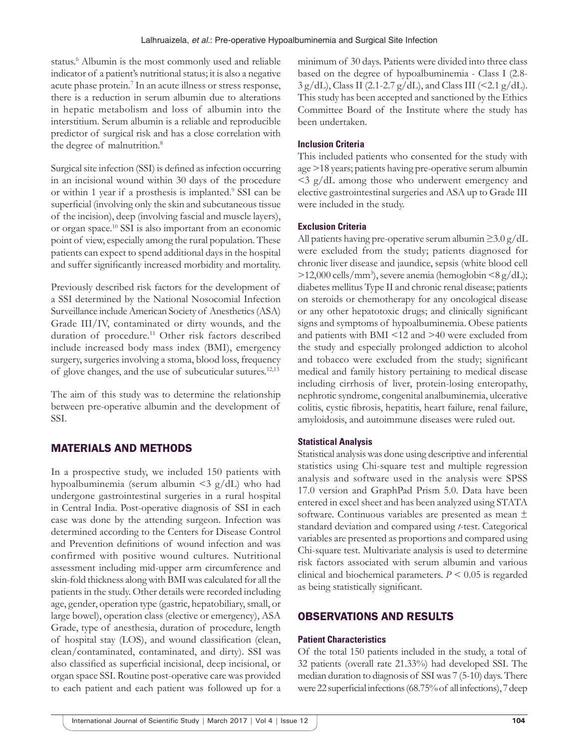status.[6] Albumin is the most commonly used and reliable indicator of a patient's nutritional status; it is also a negative acute phase protein.[7] In an acute illness or stress response, there is a reduction in serum albumin due to alterations in hepatic metabolism and loss of albumin into the interstitium. Serum albumin is a reliable and reproducible predictor of surgical risk and has a close correlation with the degree of malnutrition.[8]

Surgical site infection (SSI) is defined as infection occurring in an incisional wound within 30 days of the procedure or within 1 year if a prosthesis is implanted.[9] SSI can be superficial (involving only the skin and subcutaneous tissue of the incision), deep (involving fascial and muscle layers), or organ space.[10] SSI is also important from an economic point of view, especially among the rural population. These patients can expect to spend additional days in the hospital and suffer significantly increased morbidity and mortality.

Previously described risk factors for the development of a SSI determined by the National Nosocomial Infection Surveillance include American Society of Anesthetics (ASA) Grade III/IV, contaminated or dirty wounds, and the duration of procedure.[11] Other risk factors described include increased body mass index (BMI), emergency surgery, surgeries involving a stoma, blood loss, frequency of glove changes, and the use of subcuticular sutures.[12,13]

The aim of this study was to determine the relationship between pre-operative albumin and the development of SSI.

## MATERIALS AND METHODS

In a prospective study, we included 150 patients with hypoalbuminemia (serum albumin <3 g/dL) who had undergone gastrointestinal surgeries in a rural hospital in Central India. Post-operative diagnosis of SSI in each case was done by the attending surgeon. Infection was determined according to the Centers for Disease Control and Prevention definitions of wound infection and was confirmed with positive wound cultures. Nutritional assessment including mid-upper arm circumference and skin-fold thickness along with BMI was calculated for all the patients in the study. Other details were recorded including age, gender, operation type (gastric, hepatobiliary, small, or large bowel), operation class (elective or emergency), ASA Grade, type of anesthesia, duration of procedure, length of hospital stay (LOS), and wound classification (clean, clean/contaminated, contaminated, and dirty). SSI was also classified as superficial incisional, deep incisional, or organ space SSI. Routine post-operative care was provided to each patient and each patient was followed up for a minimum of 30 days. Patients were divided into three class based on the degree of hypoalbuminemia - Class I (2.8-3 g/dL), Class II (2.1-2.7 g/dL), and Class III (<2.1 g/dL). This study has been accepted and sanctioned by the Ethics Committee Board of the Institute where the study has been undertaken.

### Inclusion Criteria

This included patients who consented for the study with age >18 years; patients having pre-operative serum albumin <3 g/dL among those who underwent emergency and elective gastrointestinal surgeries and ASA up to Grade III were included in the study.

### Exclusion Criteria

All patients having pre-operative serum albumin ≥3.0 g/dL were excluded from the study; patients diagnosed for chronic liver disease and jaundice, sepsis (white blood cell >12,000 cells/mm$^3$), severe anemia (hemoglobin <8 g/dL); diabetes mellitus Type II and chronic renal disease; patients on steroids or chemotherapy for any oncological disease or any other hepatotoxic drugs; and clinically significant signs and symptoms of hypoalbuminemia. Obese patients and patients with BMI <12 and >40 were excluded from the study and especially prolonged addiction to alcohol and tobacco were excluded from the study; significant medical and family history pertaining to medical disease including cirrhosis of liver, protein-losing enteropathy, nephrotic syndrome, congenital analbuminemia, ulcerative colitis, cystic fibrosis, hepatitis, heart failure, renal failure, amyloidosis, and autoimmune diseases were ruled out.

### Statistical Analysis

Statistical analysis was done using descriptive and inferential statistics using Chi-square test and multiple regression analysis and software used in the analysis were SPSS 17.0 version and GraphPad Prism 5.0. Data have been entered in excel sheet and has been analyzed using STATA software. Continuous variables are presented as mean ± standard deviation and compared using *t*-test. Categorical variables are presented as proportions and compared using Chi-square test. Multivariate analysis is used to determine risk factors associated with serum albumin and various clinical and biochemical parameters. $P < 0.05$ is regarded as being statistically significant.

## OBSERVATIONS AND RESULTS

### Patient Characteristics

Of the total 150 patients included in the study, a total of 32 patients (overall rate 21.33%) had developed SSI. The median duration to diagnosis of SSI was 7 (5-10) days. There were 22 superficial infections (68.75% of all infections), 7 deep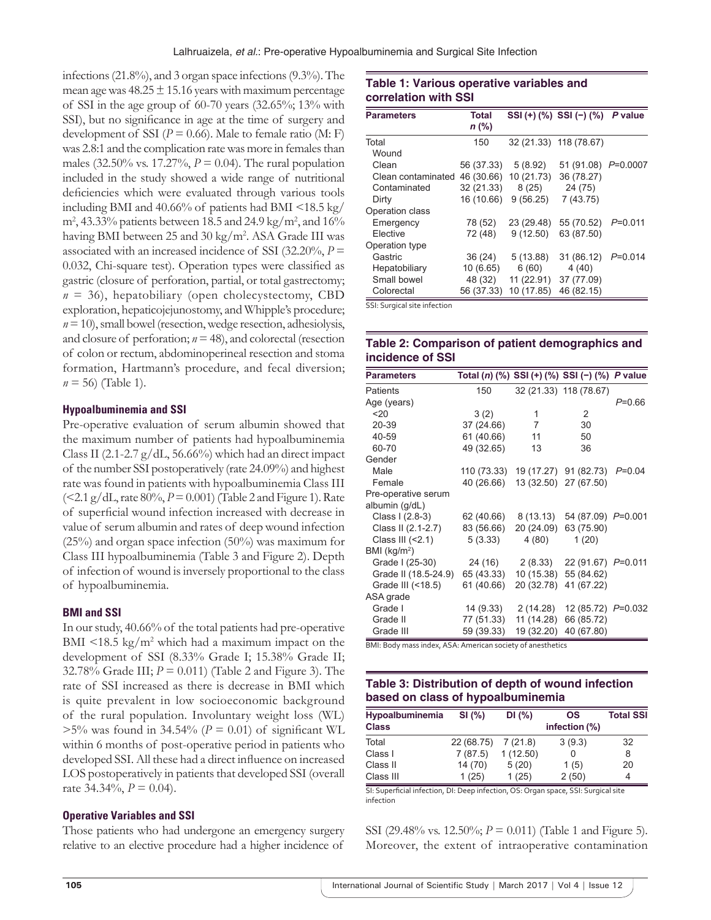infections (21.8%), and 3 organ space infections (9.3%). The mean age was 48.25 ± 15.16 years with maximum percentage of SSI in the age group of 60-70 years (32.65%; 13% with SSI), but no significance in age at the time of surgery and development of SSI ($P = 0.66$). Male to female ratio (M: F) was 2.8:1 and the complication rate was more in females than males (32.50% vs. 17.27%, $P = 0.04$). The rural population included in the study showed a wide range of nutritional deficiencies which were evaluated through various tools including BMI and 40.66% of patients had BMI <18.5 kg/m$^2$, 43.33% patients between 18.5 and 24.9 kg/m$^2$, and 16% having BMI between 25 and 30 kg/m$^2$. ASA Grade III was associated with an increased incidence of SSI (32.20%, $P = 0.032$, Chi-square test). Operation types were classified as gastric (closure of perforation, partial, or total gastrectomy; $n = 36$), hepatobiliary (open cholecystectomy, CBD exploration, hepaticojejunostomy, and Whipple's procedure; $n = 10$), small bowel (resection, wedge resection, adhesiolysis, and closure of perforation; $n = 48$), and colorectal (resection of colon or rectum, abdominoperineal resection and stoma formation, Hartmann's procedure, and fecal diversion; $n = 56$) (Table 1).

### Hypoalbuminemia and SSI

Pre-operative evaluation of serum albumin showed that the maximum number of patients had hypoalbuminemia Class II (2.1-2.7 g/dL, 56.66%) which had an direct impact of the number SSI postoperatively (rate 24.09%) and highest rate was found in patients with hypoalbuminemia Class III (<2.1 g/dL, rate 80%, $P = 0.001$) (Table 2 and Figure 1). Rate of superficial wound infection increased with decrease in value of serum albumin and rates of deep wound infection (25%) and organ space infection (50%) was maximum for Class III hypoalbuminemia (Table 3 and Figure 2). Depth of infection of wound is inversely proportional to the class of hypoalbuminemia.

### BMI and SSI

In our study, 40.66% of the total patients had pre-operative BMI <18.5 kg/m$^2$ which had a maximum impact on the development of SSI (8.33% Grade I; 15.38% Grade II; 32.78% Grade III; $P = 0.011$) (Table 2 and Figure 3). The rate of SSI increased as there is decrease in BMI which is quite prevalent in low socioeconomic background of the rural population. Involuntary weight loss (WL) >5% was found in 34.54% ($P = 0.01$) of significant WL within 6 months of post-operative period in patients who developed SSI. All these had a direct influence on increased LOS postoperatively in patients that developed SSI (overall rate 34.34%, $P = 0.04$).

### Operative Variables and SSI

Those patients who had undergone an emergency surgery relative to an elective procedure had a higher incidence of SSI (29.48% vs. 12.50%; $P = 0.011$) (Table 1 and Figure 5). Moreover, the extent of intraoperative contamination

**Table 1: Various operative variables and correlation with SSI**

| Parameters | Total n (%) | SSI (+) (%) | SSI (−) (%) | P value |
|---|---|---|---|---|
| Total | 150 | 32 (21.33) | 118 (78.67) | |
| Wound | | | | |
| Clean | 56 (37.33) | 5 (8.92) | 51 (91.08) | $P$=0.0007 |
| Clean contaminated | 46 (30.66) | 10 (21.73) | 36 (78.27) | |
| Contaminated | 32 (21.33) | 8 (25) | 24 (75) | |
| Dirty | 16 (10.66) | 9 (56.25) | 7 (43.75) | |
| Operation class | | | | |
| Emergency | 78 (52) | 23 (29.48) | 55 (70.52) | $P$=0.011 |
| Elective | 72 (48) | 9 (12.50) | 63 (87.50) | |
| Operation type | | | | |
| Gastric | 36 (24) | 5 (13.88) | 31 (86.12) | $P$=0.014 |
| Hepatobiliary | 10 (6.65) | 6 (60) | 4 (40) | |
| Small bowel | 48 (32) | 11 (22.91) | 37 (77.09) | |
| Colorectal | 56 (37.33) | 10 (17.85) | 46 (82.15) | |

SSI: Surgical site infection

**Table 2: Comparison of patient demographics and incidence of SSI**

| Parameters | Total (n) (%) | SSI (+) (%) | SSI (−) (%) | P value |
|---|---|---|---|---|
| Patients | 150 | 32 (21.33) | 118 (78.67) | |
| Age (years) | | | | $P$=0.66 |
| <20 | 3 (2) | 1 | 2 | |
| 20-39 | 37 (24.66) | 7 | 30 | |
| 40-59 | 61 (40.66) | 11 | 50 | |
| 60-70 | 49 (32.65) | 13 | 36 | |
| Gender | | | | |
| Male | 110 (73.33) | 19 (17.27) | 91 (82.73) | $P$=0.04 |
| Female | 40 (26.66) | 13 (32.50) | 27 (67.50) | |
| Pre-operative serum albumin (g/dL) | | | | |
| Class I (2.8-3) | 62 (40.66) | 8 (13.13) | 54 (87.09) | $P$=0.001 |
| Class II (2.1-2.7) | 83 (56.66) | 20 (24.09) | 63 (75.90) | |
| Class III (<2.1) | 5 (3.33) | 4 (80) | 1 (20) | |
| BMI (kg/m$^2$) | | | | |
| Grade I (25-30) | 24 (16) | 2 (8.33) | 22 (91.67) | $P$=0.011 |
| Grade II (18.5-24.9) | 65 (43.33) | 10 (15.38) | 55 (84.62) | |
| Grade III (<18.5) | 61 (40.66) | 20 (32.78) | 41 (67.22) | |
| ASA grade | | | | |
| Grade I | 14 (9.33) | 2 (14.28) | 12 (85.72) | $P$=0.032 |
| Grade II | 77 (51.33) | 11 (14.28) | 66 (85.72) | |
| Grade III | 59 (39.33) | 19 (32.20) | 40 (67.80) | |

BMI: Body mass index, ASA: American society of anesthetics

**Table 3: Distribution of depth of wound infection based on class of hypoalbuminemia**

| Hypoalbuminemia Class | SI (%) | DI (%) | OS infection (%) | Total SSI |
|---|---|---|---|---|
| Total | 22 (68.75) | 7 (21.8) | 3 (9.3) | 32 |
| Class I | 7 (87.5) | 1 (12.50) | 0 | 8 |
| Class II | 14 (70) | 5 (20) | 1 (5) | 20 |
| Class III | 1 (25) | 1 (25) | 2 (50) | 4 |

SI: Superficial infection, DI: Deep infection, OS: Organ space, SSI: Surgical site infection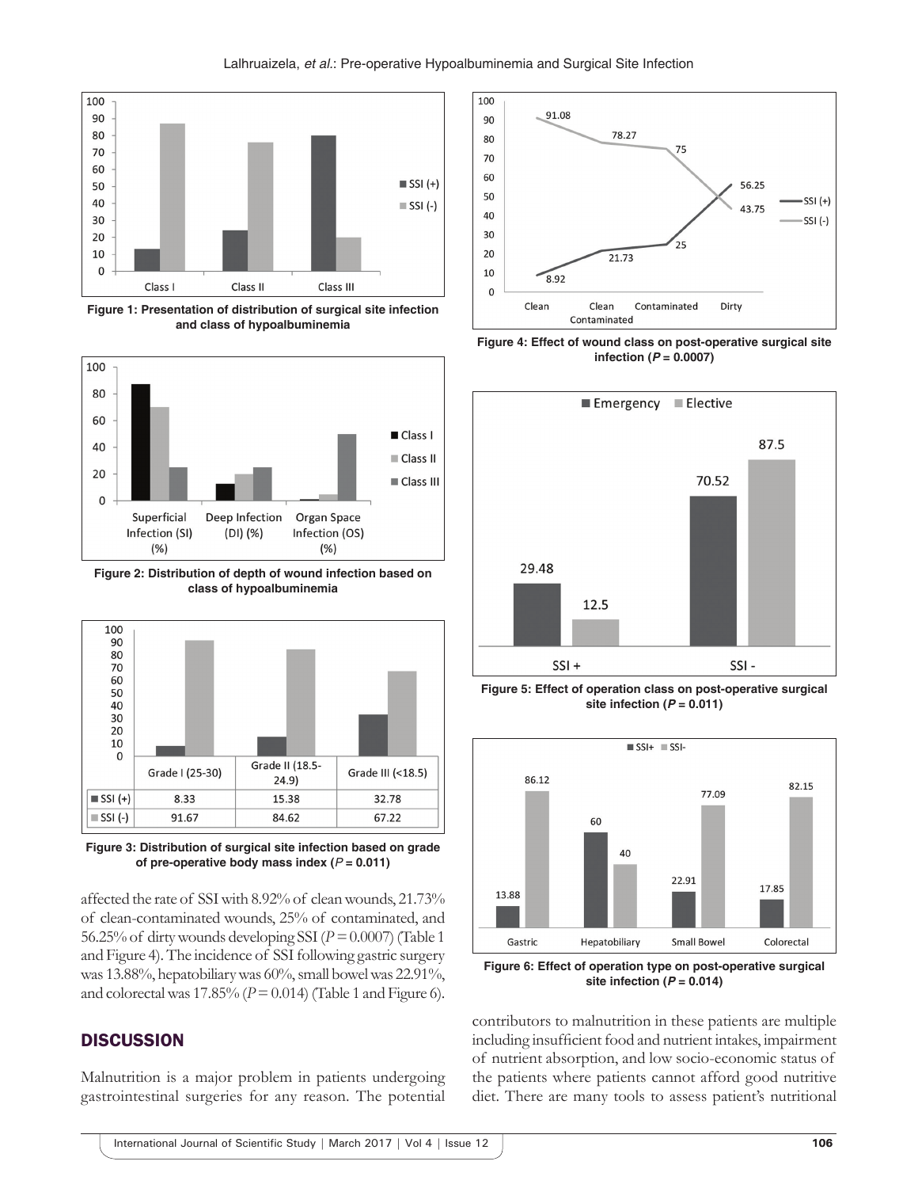**Figure 1: Presentation of distribution of surgical site infection and class of hypoalbuminemia**

**Figure 2: Distribution of depth of wound infection based on class of hypoalbuminemia**

**Figure 3: Distribution of surgical site infection based on grade of pre-operative body mass index (*P* = 0.011)**

**Figure 4: Effect of wound class on post-operative surgical site infection (*P* = 0.0007)**

**Figure 5: Effect of operation class on post-operative surgical site infection (*P* = 0.011)**

**Figure 6: Effect of operation type on post-operative surgical site infection (*P* = 0.014)**

affected the rate of SSI with 8.92% of clean wounds, 21.73% of clean-contaminated wounds, 25% of contaminated, and 56.25% of dirty wounds developing SSI ($P = 0.0007$) (Table 1 and Figure 4). The incidence of SSI following gastric surgery was 13.88%, hepatobiliary was 60%, small bowel was 22.91%, and colorectal was 17.85% ($P = 0.014$) (Table 1 and Figure 6).

## DISCUSSION

Malnutrition is a major problem in patients undergoing gastrointestinal surgeries for any reason. The potential contributors to malnutrition in these patients are multiple including insufficient food and nutrient intakes, impairment of nutrient absorption, and low socio-economic status of the patients where patients cannot afford good nutritive diet. There are many tools to assess patient's nutritional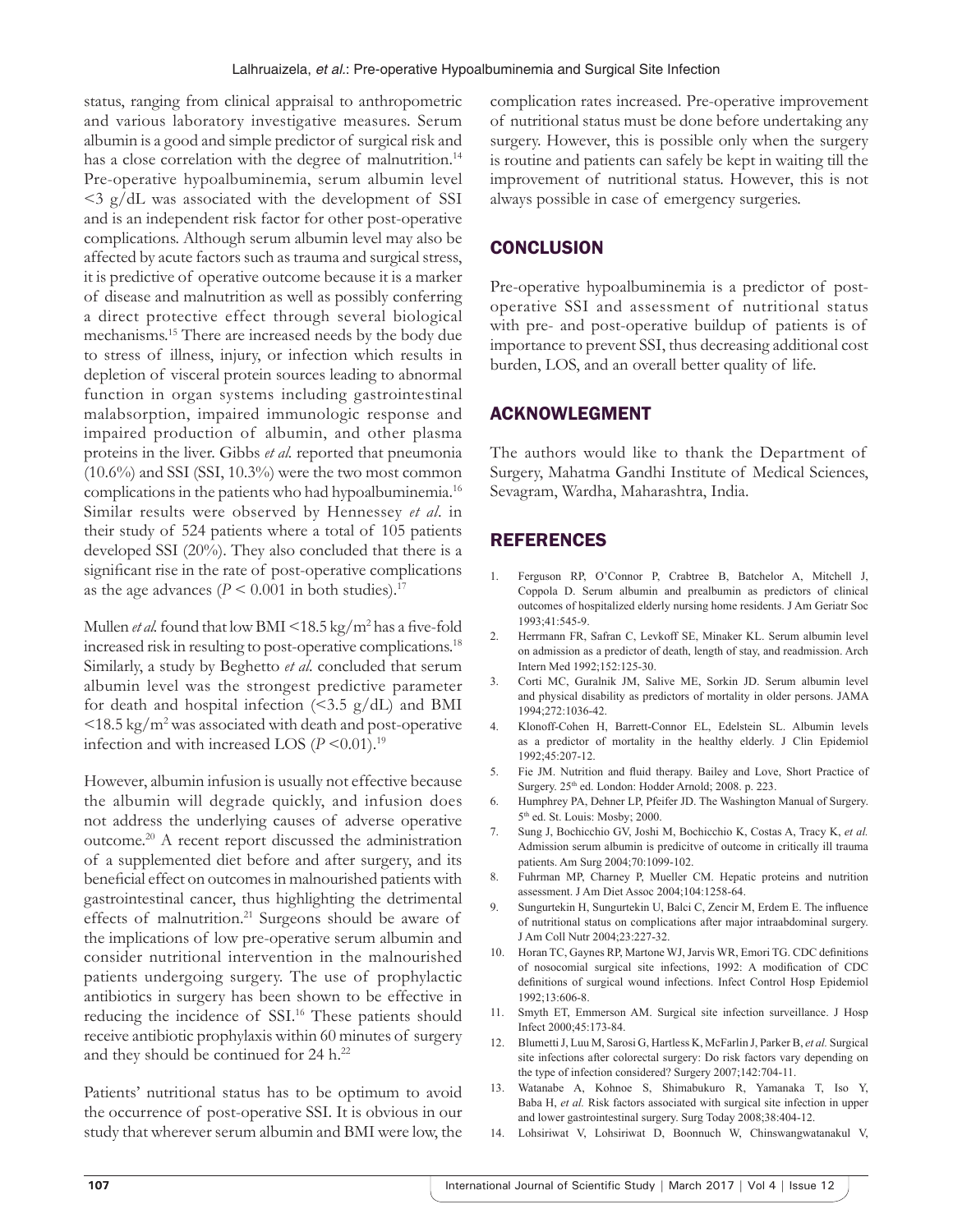status, ranging from clinical appraisal to anthropometric and various laboratory investigative measures. Serum albumin is a good and simple predictor of surgical risk and has a close correlation with the degree of malnutrition.[14] Pre-operative hypoalbuminemia, serum albumin level <3 g/dL was associated with the development of SSI and is an independent risk factor for other post-operative complications. Although serum albumin level may also be affected by acute factors such as trauma and surgical stress, it is predictive of operative outcome because it is a marker of disease and malnutrition as well as possibly conferring a direct protective effect through several biological mechanisms.[15] There are increased needs by the body due to stress of illness, injury, or infection which results in depletion of visceral protein sources leading to abnormal function in organ systems including gastrointestinal malabsorption, impaired immunologic response and impaired production of albumin, and other plasma proteins in the liver. Gibbs *et al.* reported that pneumonia (10.6%) and SSI (SSI, 10.3%) were the two most common complications in the patients who had hypoalbuminemia.[16] Similar results were observed by Hennessey *et al*. in their study of 524 patients where a total of 105 patients developed SSI (20%). They also concluded that there is a significant rise in the rate of post-operative complications as the age advances ($P < 0.001$ in both studies).[17]

Mullen *et al.* found that low BMI <18.5 kg/$m^2$ has a five-fold increased risk in resulting to post-operative complications.[18] Similarly, a study by Beghetto *et al.* concluded that serum albumin level was the strongest predictive parameter for death and hospital infection (<3.5 g/dL) and BMI <18.5 kg/$m^2$ was associated with death and post-operative infection and with increased LOS ($P < 0.01$).[19]

However, albumin infusion is usually not effective because the albumin will degrade quickly, and infusion does not address the underlying causes of adverse operative outcome.[20] A recent report discussed the administration of a supplemented diet before and after surgery, and its beneficial effect on outcomes in malnourished patients with gastrointestinal cancer, thus highlighting the detrimental effects of malnutrition.[21] Surgeons should be aware of the implications of low pre-operative serum albumin and consider nutritional intervention in the malnourished patients undergoing surgery. The use of prophylactic antibiotics in surgery has been shown to be effective in reducing the incidence of SSI.[16] These patients should receive antibiotic prophylaxis within 60 minutes of surgery and they should be continued for 24 h.[22]

Patients' nutritional status has to be optimum to avoid the occurrence of post-operative SSI. It is obvious in our study that wherever serum albumin and BMI were low, the complication rates increased. Pre-operative improvement of nutritional status must be done before undertaking any surgery. However, this is possible only when the surgery is routine and patients can safely be kept in waiting till the improvement of nutritional status. However, this is not always possible in case of emergency surgeries.

## CONCLUSION

Pre-operative hypoalbuminemia is a predictor of post-operative SSI and assessment of nutritional status with pre- and post-operative buildup of patients is of importance to prevent SSI, thus decreasing additional cost burden, LOS, and an overall better quality of life.

## ACKNOWLEGMENT

The authors would like to thank the Department of Surgery, Mahatma Gandhi Institute of Medical Sciences, Sevagram, Wardha, Maharashtra, India.

## REFERENCES

1. Ferguson RP, O'Connor P, Crabtree B, Batchelor A, Mitchell J, Coppola D. Serum albumin and prealbumin as predictors of clinical outcomes of hospitalized elderly nursing home residents. J Am Geriatr Soc 1993;41:545-9.
2. Herrmann FR, Safran C, Levkoff SE, Minaker KL. Serum albumin level on admission as a predictor of death, length of stay, and readmission. Arch Intern Med 1992;152:125-30.
3. Corti MC, Guralnik JM, Salive ME, Sorkin JD. Serum albumin level and physical disability as predictors of mortality in older persons. JAMA 1994;272:1036-42.
4. Klonoff-Cohen H, Barrett-Connor EL, Edelstein SL. Albumin levels as a predictor of mortality in the healthy elderly. J Clin Epidemiol 1992;45:207-12.
5. Fie JM. Nutrition and fluid therapy. Bailey and Love, Short Practice of Surgery. 25th ed. London: Hodder Arnold; 2008. p. 223.
6. Humphrey PA, Dehner LP, Pfeifer JD. The Washington Manual of Surgery. 5th ed. St. Louis: Mosby; 2000.
7. Sung J, Bochicchio GV, Joshi M, Bochicchio K, Costas A, Tracy K, *et al.* Admission serum albumin is predicitve of outcome in critically ill trauma patients. Am Surg 2004;70:1099-102.
8. Fuhrman MP, Charney P, Mueller CM. Hepatic proteins and nutrition assessment. J Am Diet Assoc 2004;104:1258-64.
9. Sungurtekin H, Sungurtekin U, Balci C, Zencir M, Erdem E. The influence of nutritional status on complications after major intraabdominal surgery. J Am Coll Nutr 2004;23:227-32.
10. Horan TC, Gaynes RP, Martone WJ, Jarvis WR, Emori TG. CDC definitions of nosocomial surgical site infections, 1992: A modification of CDC definitions of surgical wound infections. Infect Control Hosp Epidemiol 1992;13:606-8.
11. Smyth ET, Emmerson AM. Surgical site infection surveillance. J Hosp Infect 2000;45:173-84.
12. Blumetti J, Luu M, Sarosi G, Hartless K, McFarlin J, Parker B, *et al.* Surgical site infections after colorectal surgery: Do risk factors vary depending on the type of infection considered? Surgery 2007;142:704-11.
13. Watanabe A, Kohnoe S, Shimabukuro R, Yamanaka T, Iso Y, Baba H, *et al.* Risk factors associated with surgical site infection in upper and lower gastrointestinal surgery. Surg Today 2008;38:404-12.
14. Lohsiriwat V, Lohsiriwat D, Boonnuch W, Chinswangwatanakul V,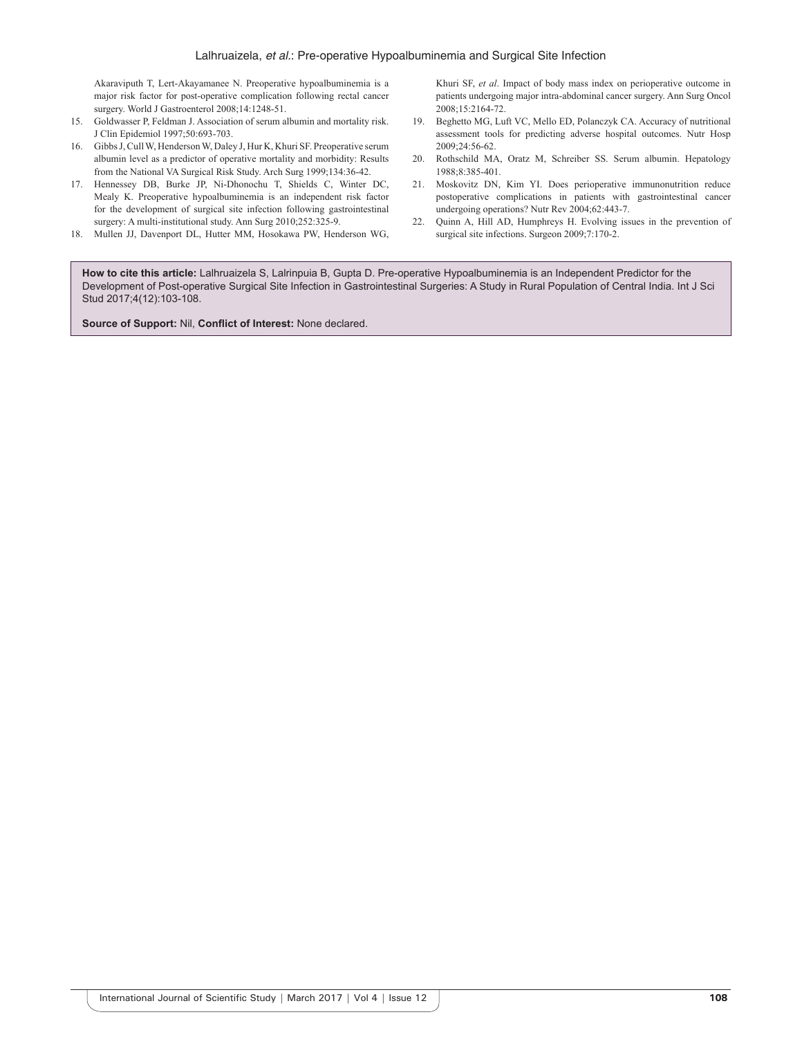Akaraviputh T, Lert-Akayamanee N. Preoperative hypoalbuminemia is a major risk factor for post-operative complication following rectal cancer surgery. World J Gastroenterol 2008;14:1248-51.

15. Goldwasser P, Feldman J. Association of serum albumin and mortality risk. J Clin Epidemiol 1997;50:693-703.
16. Gibbs J, Cull W, Henderson W, Daley J, Hur K, Khuri SF. Preoperative serum albumin level as a predictor of operative mortality and morbidity: Results from the National VA Surgical Risk Study. Arch Surg 1999;134:36-42.
17. Hennessey DB, Burke JP, Ni-Dhonochu T, Shields C, Winter DC, Mealy K. Preoperative hypoalbuminemia is an independent risk factor for the development of surgical site infection following gastrointestinal surgery: A multi-institutional study. Ann Surg 2010;252:325-9.
18. Mullen JJ, Davenport DL, Hutter MM, Hosokawa PW, Henderson WG, Khuri SF, *et al*. Impact of body mass index on perioperative outcome in patients undergoing major intra-abdominal cancer surgery. Ann Surg Oncol 2008;15:2164-72.
19. Beghetto MG, Luft VC, Mello ED, Polanczyk CA. Accuracy of nutritional assessment tools for predicting adverse hospital outcomes. Nutr Hosp 2009;24:56-62.
20. Rothschild MA, Oratz M, Schreiber SS. Serum albumin. Hepatology 1988;8:385-401.
21. Moskovitz DN, Kim YI. Does perioperative immunonutrition reduce postoperative complications in patients with gastrointestinal cancer undergoing operations? Nutr Rev 2004;62:443-7.
22. Quinn A, Hill AD, Humphreys H. Evolving issues in the prevention of surgical site infections. Surgeon 2009;7:170-2.

**How to cite this article:** Lalhruaizela S, Lalrinpuia B, Gupta D. Pre-operative Hypoalbuminemia is an Independent Predictor for the Development of Post-operative Surgical Site Infection in Gastrointestinal Surgeries: A Study in Rural Population of Central India. Int J Sci Stud 2017;4(12):103-108.

**Source of Support:** Nil, **Conflict of Interest:** None declared.